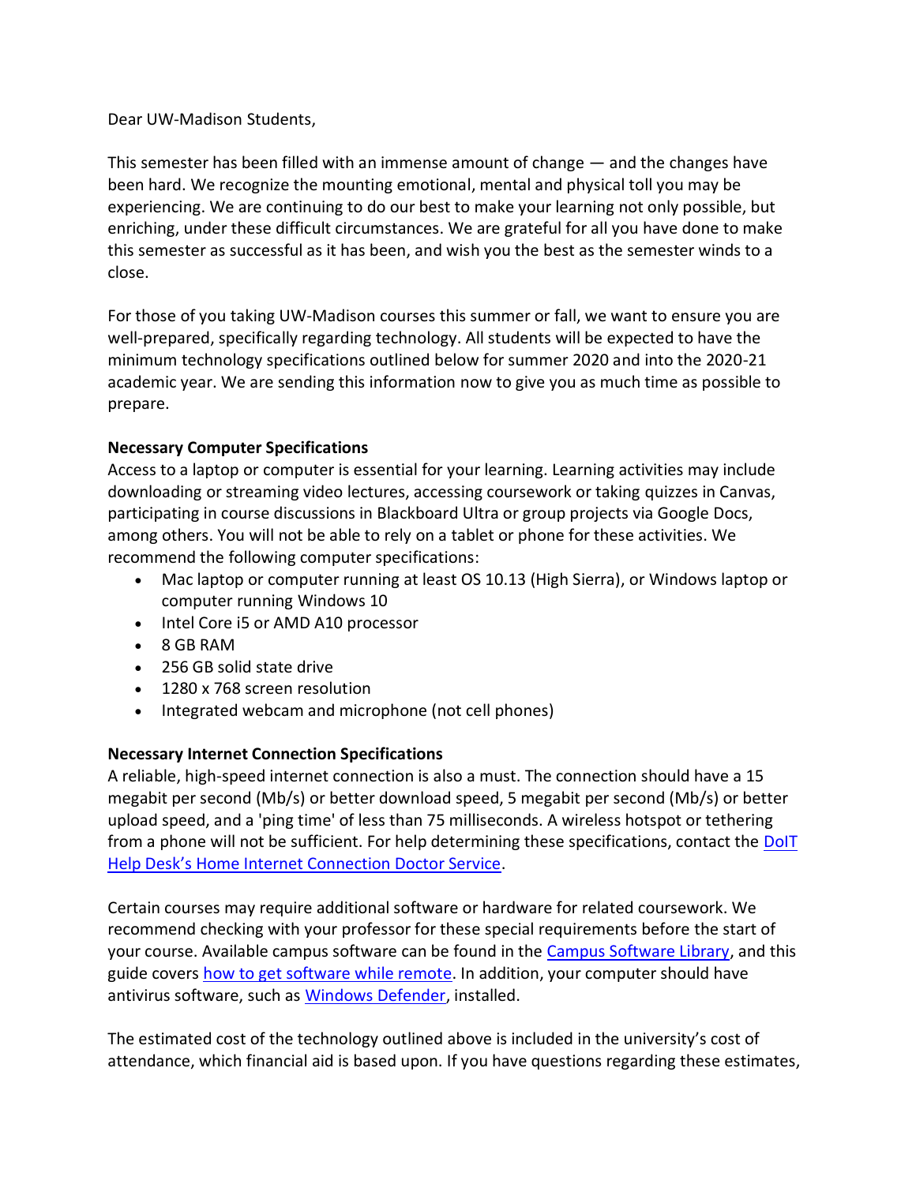Dear UW-Madison Students,

This semester has been filled with an immense amount of change — and the changes have been hard. We recognize the mounting emotional, mental and physical toll you may be experiencing. We are continuing to do our best to make your learning not only possible, but enriching, under these difficult circumstances. We are grateful for all you have done to make this semester as successful as it has been, and wish you the best as the semester winds to a close.

For those of you taking UW-Madison courses this summer or fall, we want to ensure you are well-prepared, specifically regarding technology. All students will be expected to have the minimum technology specifications outlined below for summer 2020 and into the 2020-21 academic year. We are sending this information now to give you as much time as possible to prepare.

**Necessary Computer Specifications**

Access to a laptop or computer is essential for your learning. Learning activities may include downloading or streaming video lectures, accessing coursework or taking quizzes in Canvas, participating in course discussions in Blackboard Ultra or group projects via Google Docs, among others. You will not be able to rely on a tablet or phone for these activities. We recommend the following computer specifications:

- Mac laptop or computer running at least OS 10.13 (High Sierra), or Windows laptop or computer running Windows 10
- Intel Core i5 or AMD A10 processor
- 8 GB RAM
- 256 GB solid state drive
- 1280 x 768 screen resolution
- Integrated webcam and microphone (not cell phones)

**Necessary Internet Connection Specifications**

A reliable, high-speed internet connection is also a must. The connection should have a 15 megabit per second (Mb/s) or better download speed, 5 megabit per second (Mb/s) or better upload speed, and a 'ping time' of less than 75 milliseconds. A wireless hotspot or tethering from a phone will not be sufficient. For help determining these specifications, contact the DoIT Help Desk's Home Internet Connection Doctor Service.

Certain courses may require additional software or hardware for related coursework. We recommend checking with your professor for these special requirements before the start of your course. Available campus software can be found in the Campus Software Library, and this guide covers how to get software while remote. In addition, your computer should have antivirus software, such as Windows Defender, installed.

The estimated cost of the technology outlined above is included in the university's cost of attendance, which financial aid is based upon. If you have questions regarding these estimates,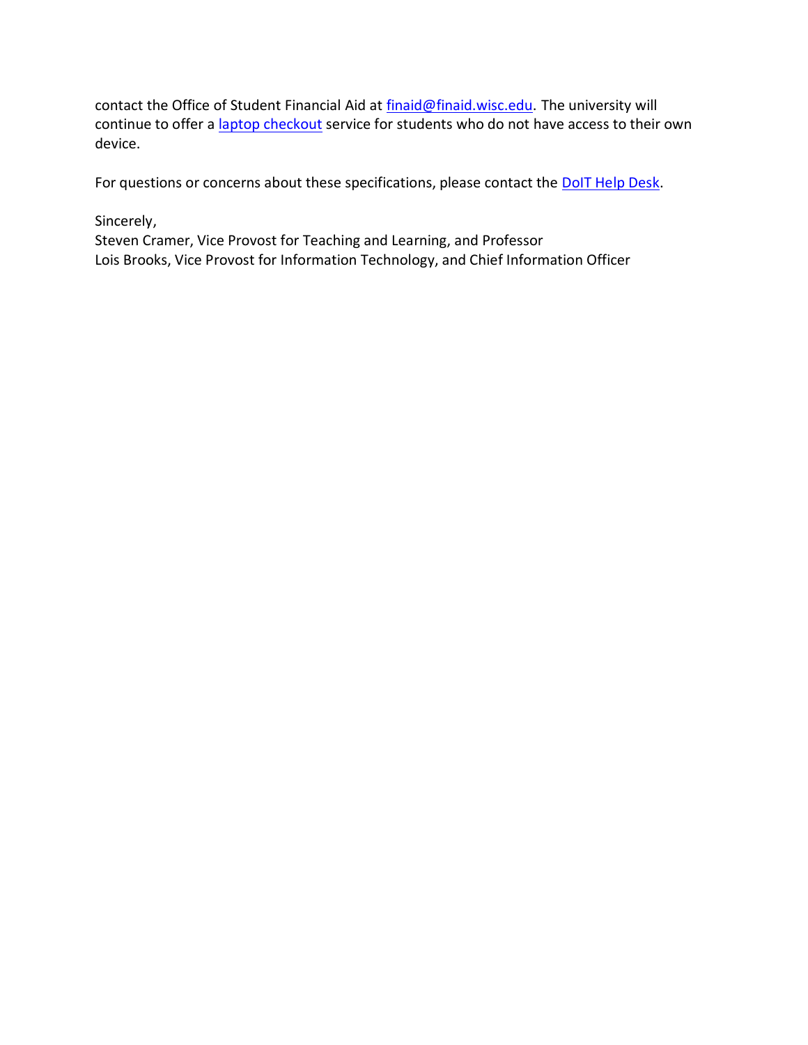contact the Office of Student Financial Aid at finaid@finaid.wisc.edu. The university will continue to offer a laptop checkout service for students who do not have access to their own device.

For questions or concerns about these specifications, please contact the DoIT Help Desk.

Sincerely,
Steven Cramer, Vice Provost for Teaching and Learning, and Professor
Lois Brooks, Vice Provost for Information Technology, and Chief Information Officer